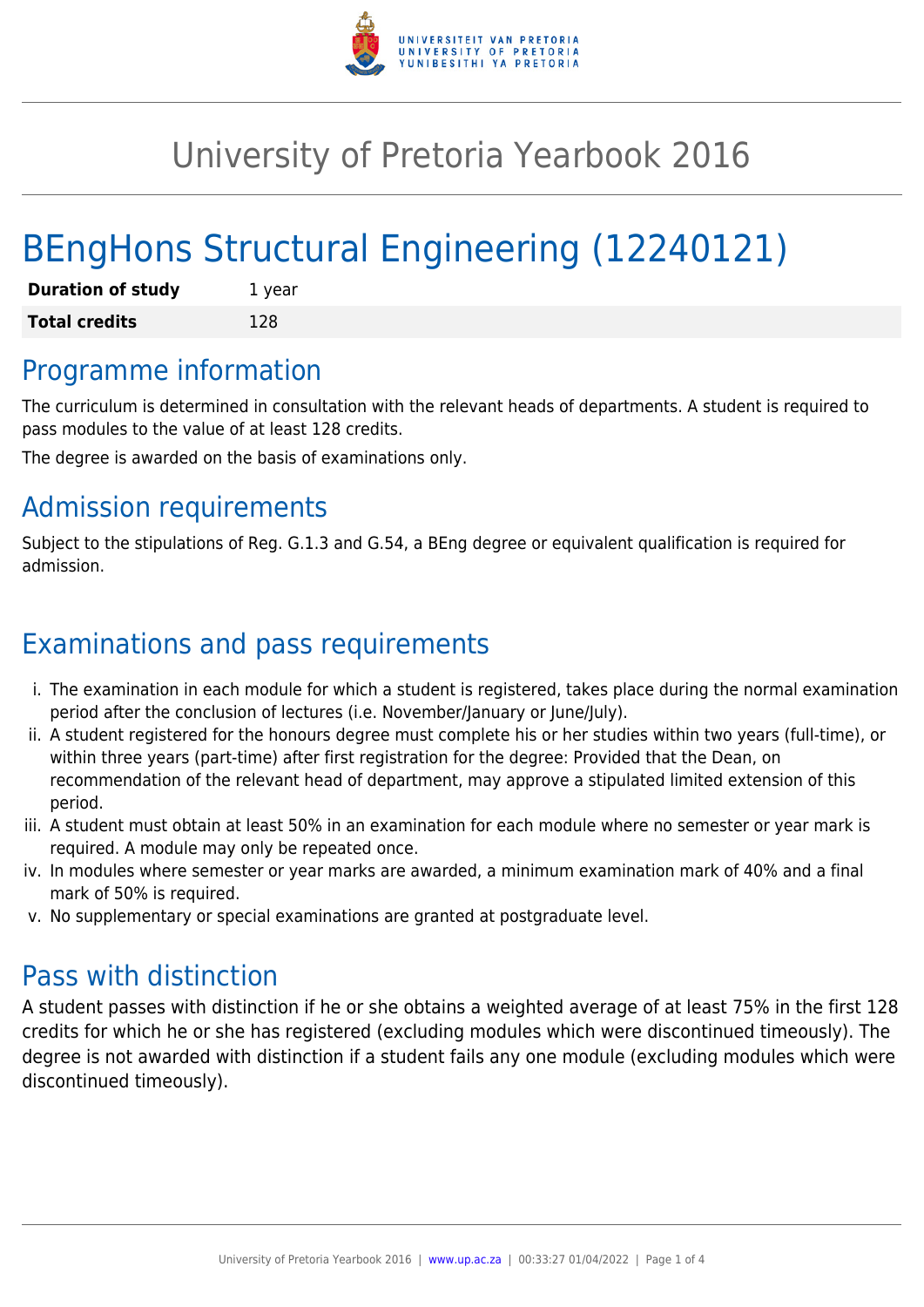# University of Pretoria Yearbook 2016

# BEngHons Structural Engineering (12240121)

| **Duration of study** | 1 year |
|---|---|
| **Total credits** | 128 |

## Programme information

The curriculum is determined in consultation with the relevant heads of departments. A student is required to pass modules to the value of at least 128 credits.

The degree is awarded on the basis of examinations only.

## Admission requirements

Subject to the stipulations of Reg. G.1.3 and G.54, a BEng degree or equivalent qualification is required for admission.

## Examinations and pass requirements

i. The examination in each module for which a student is registered, takes place during the normal examination period after the conclusion of lectures (i.e. November/January or June/July).
ii. A student registered for the honours degree must complete his or her studies within two years (full-time), or within three years (part-time) after first registration for the degree: Provided that the Dean, on recommendation of the relevant head of department, may approve a stipulated limited extension of this period.
iii. A student must obtain at least 50% in an examination for each module where no semester or year mark is required. A module may only be repeated once.
iv. In modules where semester or year marks are awarded, a minimum examination mark of 40% and a final mark of 50% is required.
v. No supplementary or special examinations are granted at postgraduate level.

## Pass with distinction

A student passes with distinction if he or she obtains a weighted average of at least 75% in the first 128 credits for which he or she has registered (excluding modules which were discontinued timeously). The degree is not awarded with distinction if a student fails any one module (excluding modules which were discontinued timeously).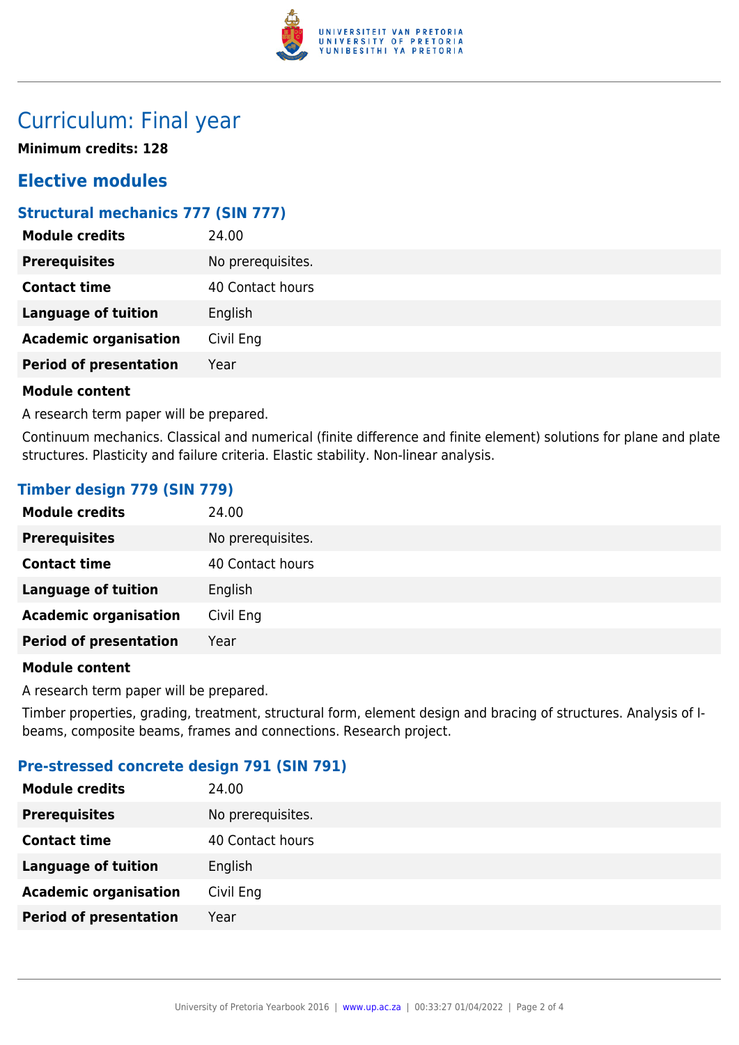# Curriculum: Final year

**Minimum credits: 128**

## Elective modules

### Structural mechanics 777 (SIN 777)

| | |
|---|---|
| **Module credits** | 24.00 |
| **Prerequisites** | No prerequisites. |
| **Contact time** | 40 Contact hours |
| **Language of tuition** | English |
| **Academic organisation** | Civil Eng |
| **Period of presentation** | Year |

**Module content**

A research term paper will be prepared.

Continuum mechanics. Classical and numerical (finite difference and finite element) solutions for plane and plate structures. Plasticity and failure criteria. Elastic stability. Non-linear analysis.

### Timber design 779 (SIN 779)

| | |
|---|---|
| **Module credits** | 24.00 |
| **Prerequisites** | No prerequisites. |
| **Contact time** | 40 Contact hours |
| **Language of tuition** | English |
| **Academic organisation** | Civil Eng |
| **Period of presentation** | Year |

**Module content**

A research term paper will be prepared.

Timber properties, grading, treatment, structural form, element design and bracing of structures. Analysis of I-beams, composite beams, frames and connections. Research project.

### Pre-stressed concrete design 791 (SIN 791)

| | |
|---|---|
| **Module credits** | 24.00 |
| **Prerequisites** | No prerequisites. |
| **Contact time** | 40 Contact hours |
| **Language of tuition** | English |
| **Academic organisation** | Civil Eng |
| **Period of presentation** | Year |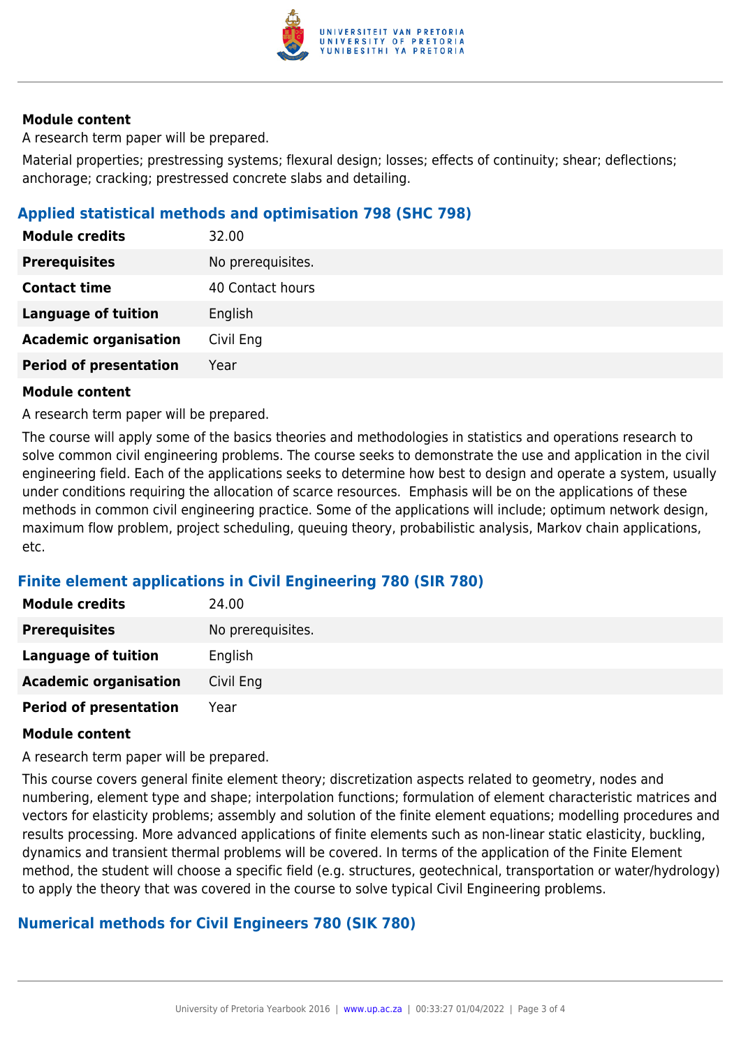### Module content

A research term paper will be prepared.

Material properties; prestressing systems; flexural design; losses; effects of continuity; shear; deflections; anchorage; cracking; prestressed concrete slabs and detailing.

## Applied statistical methods and optimisation 798 (SHC 798)

| | |
|---|---|
| **Module credits** | 32.00 |
| **Prerequisites** | No prerequisites. |
| **Contact time** | 40 Contact hours |
| **Language of tuition** | English |
| **Academic organisation** | Civil Eng |
| **Period of presentation** | Year |

### Module content

A research term paper will be prepared.

The course will apply some of the basics theories and methodologies in statistics and operations research to solve common civil engineering problems. The course seeks to demonstrate the use and application in the civil engineering field. Each of the applications seeks to determine how best to design and operate a system, usually under conditions requiring the allocation of scarce resources. Emphasis will be on the applications of these methods in common civil engineering practice. Some of the applications will include; optimum network design, maximum flow problem, project scheduling, queuing theory, probabilistic analysis, Markov chain applications, etc.

## Finite element applications in Civil Engineering 780 (SIR 780)

| | |
|---|---|
| **Module credits** | 24.00 |
| **Prerequisites** | No prerequisites. |
| **Language of tuition** | English |
| **Academic organisation** | Civil Eng |
| **Period of presentation** | Year |

### Module content

A research term paper will be prepared.

This course covers general finite element theory; discretization aspects related to geometry, nodes and numbering, element type and shape; interpolation functions; formulation of element characteristic matrices and vectors for elasticity problems; assembly and solution of the finite element equations; modelling procedures and results processing. More advanced applications of finite elements such as non-linear static elasticity, buckling, dynamics and transient thermal problems will be covered. In terms of the application of the Finite Element method, the student will choose a specific field (e.g. structures, geotechnical, transportation or water/hydrology) to apply the theory that was covered in the course to solve typical Civil Engineering problems.

## Numerical methods for Civil Engineers 780 (SIK 780)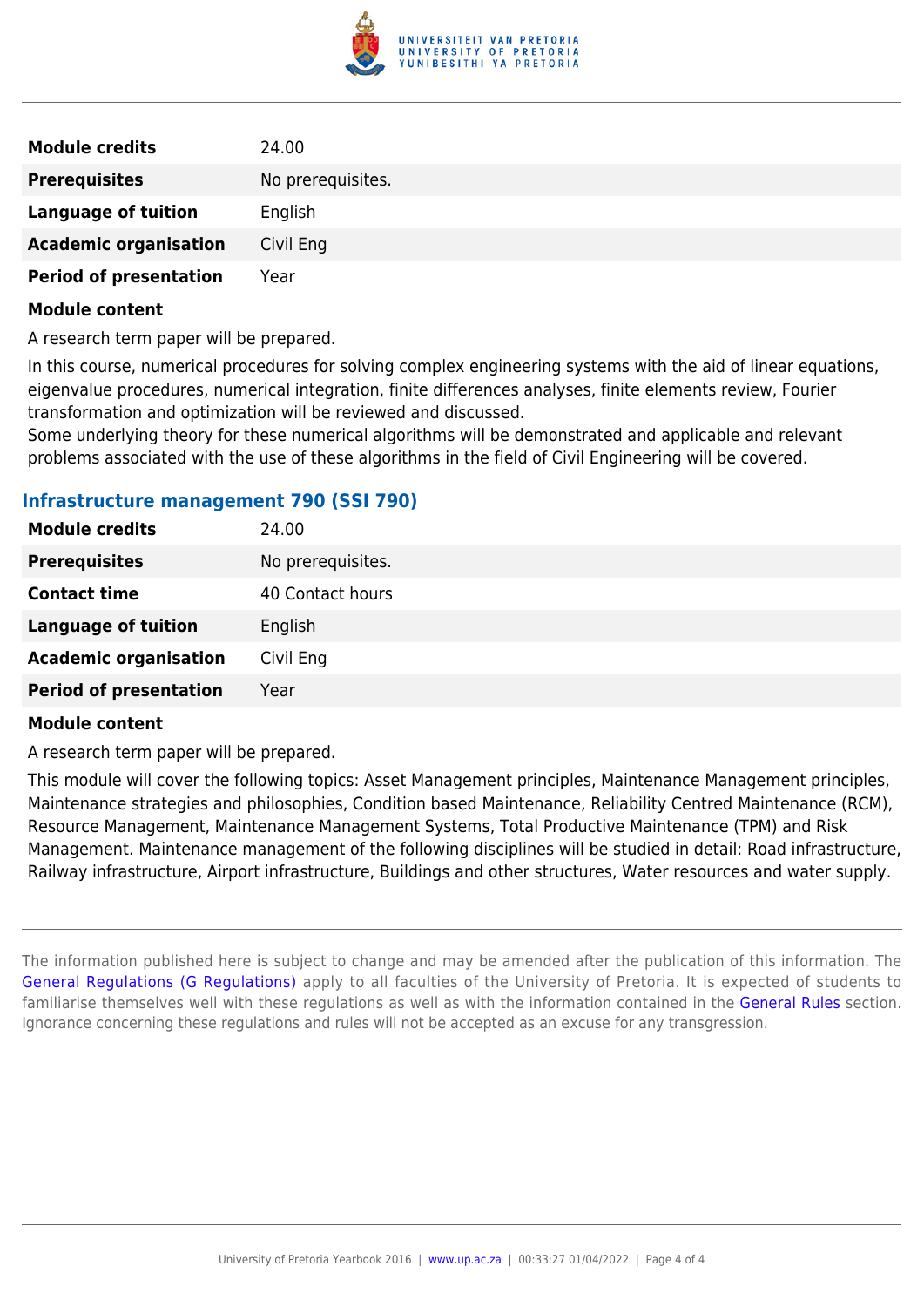| | |
|---|---|
| **Module credits** | 24.00 |
| **Prerequisites** | No prerequisites. |
| **Language of tuition** | English |
| **Academic organisation** | Civil Eng |
| **Period of presentation** | Year |

**Module content**

A research term paper will be prepared.

In this course, numerical procedures for solving complex engineering systems with the aid of linear equations, eigenvalue procedures, numerical integration, finite differences analyses, finite elements review, Fourier transformation and optimization will be reviewed and discussed.
Some underlying theory for these numerical algorithms will be demonstrated and applicable and relevant problems associated with the use of these algorithms in the field of Civil Engineering will be covered.

### Infrastructure management 790 (SSI 790)

| | |
|---|---|
| **Module credits** | 24.00 |
| **Prerequisites** | No prerequisites. |
| **Contact time** | 40 Contact hours |
| **Language of tuition** | English |
| **Academic organisation** | Civil Eng |
| **Period of presentation** | Year |

**Module content**

A research term paper will be prepared.

This module will cover the following topics: Asset Management principles, Maintenance Management principles, Maintenance strategies and philosophies, Condition based Maintenance, Reliability Centred Maintenance (RCM), Resource Management, Maintenance Management Systems, Total Productive Maintenance (TPM) and Risk Management. Maintenance management of the following disciplines will be studied in detail: Road infrastructure, Railway infrastructure, Airport infrastructure, Buildings and other structures, Water resources and water supply.

The information published here is subject to change and may be amended after the publication of this information. The General Regulations (G Regulations) apply to all faculties of the University of Pretoria. It is expected of students to familiarise themselves well with these regulations as well as with the information contained in the General Rules section. Ignorance concerning these regulations and rules will not be accepted as an excuse for any transgression.